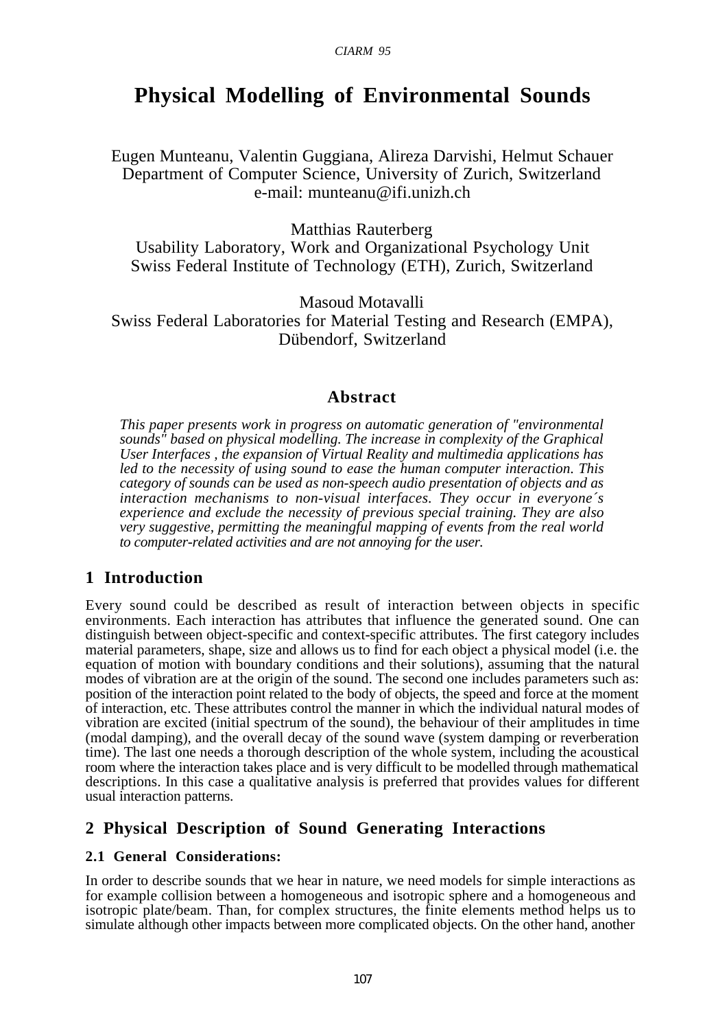# Physical Modelling of Environmental Sounds

Eugen Munteanu, Valentin Guggiana, Alireza Darvishi, Helmut Schauer
Department of Computer Science, University of Zurich, Switzerland
e-mail: munteanu@ifi.unizh.ch

Matthias Rauterberg
Usability Laboratory, Work and Organizational Psychology Unit
Swiss Federal Institute of Technology (ETH), Zurich, Switzerland

Masoud Motavalli
Swiss Federal Laboratories for Material Testing and Research (EMPA), Dübendorf, Switzerland

## Abstract

*This paper presents work in progress on automatic generation of "environmental sounds" based on physical modelling. The increase in complexity of the Graphical User Interfaces , the expansion of Virtual Reality and multimedia applications has led to the necessity of using sound to ease the human computer interaction. This category of sounds can be used as non-speech audio presentation of objects and as interaction mechanisms to non-visual interfaces. They occur in everyone´s experience and exclude the necessity of previous special training. They are also very suggestive, permitting the meaningful mapping of events from the real world to computer-related activities and are not annoying for the user.*

## 1 Introduction

Every sound could be described as result of interaction between objects in specific environments. Each interaction has attributes that influence the generated sound. One can distinguish between object-specific and context-specific attributes. The first category includes material parameters, shape, size and allows us to find for each object a physical model (i.e. the equation of motion with boundary conditions and their solutions), assuming that the natural modes of vibration are at the origin of the sound. The second one includes parameters such as: position of the interaction point related to the body of objects, the speed and force at the moment of interaction, etc. These attributes control the manner in which the individual natural modes of vibration are excited (initial spectrum of the sound), the behaviour of their amplitudes in time (modal damping), and the overall decay of the sound wave (system damping or reverberation time). The last one needs a thorough description of the whole system, including the acoustical room where the interaction takes place and is very difficult to be modelled through mathematical descriptions. In this case a qualitative analysis is preferred that provides values for different usual interaction patterns.

## 2 Physical Description of Sound Generating Interactions

### 2.1 General Considerations:

In order to describe sounds that we hear in nature, we need models for simple interactions as for example collision between a homogeneous and isotropic sphere and a homogeneous and isotropic plate/beam. Than, for complex structures, the finite elements method helps us to simulate although other impacts between more complicated objects. On the other hand, another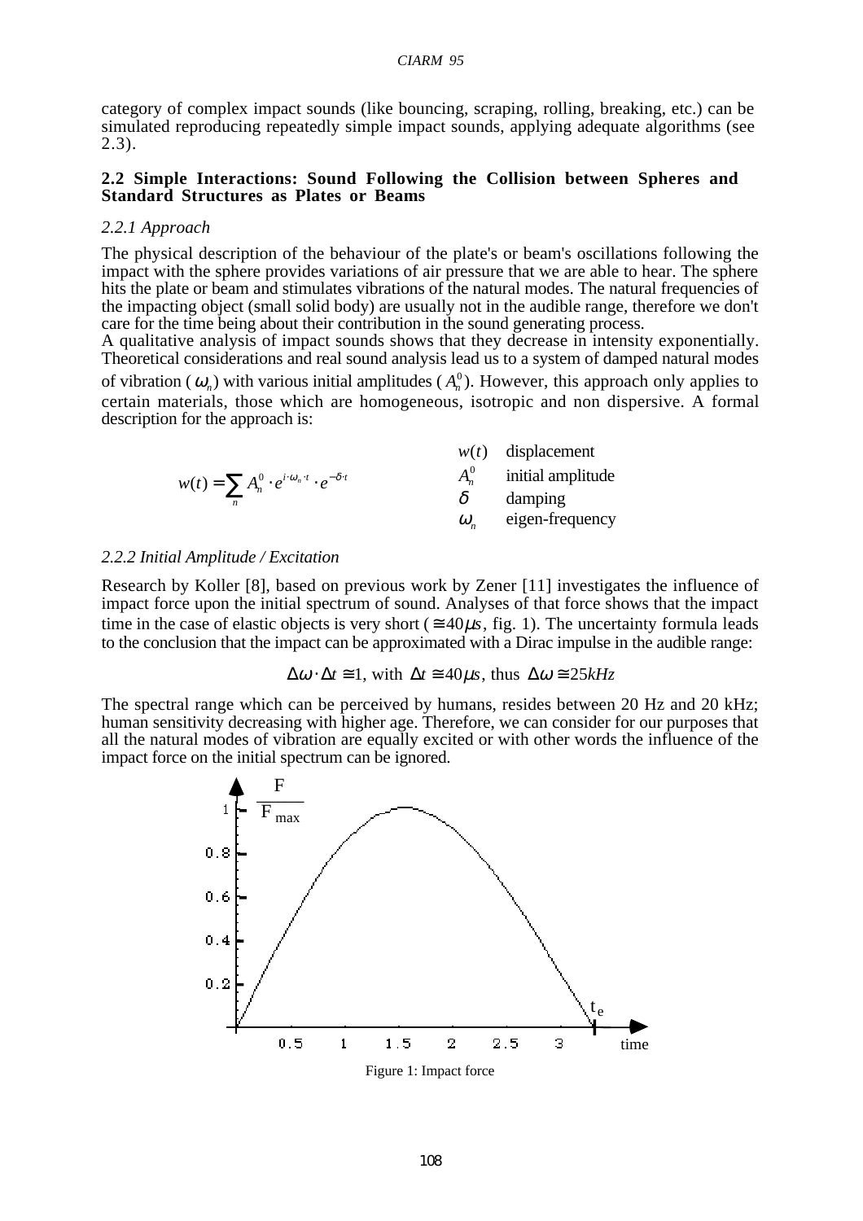category of complex impact sounds (like bouncing, scraping, rolling, breaking, etc.) can be simulated reproducing repeatedly simple impact sounds, applying adequate algorithms (see 2.3).

### 2.2 Simple Interactions: Sound Following the Collision between Spheres and Standard Structures as Plates or Beams

#### *2.2.1 Approach*

The physical description of the behaviour of the plate's or beam's oscillations following the impact with the sphere provides variations of air pressure that we are able to hear. The sphere hits the plate or beam and stimulates vibrations of the natural modes. The natural frequencies of the impacting object (small solid body) are usually not in the audible range, therefore we don't care for the time being about their contribution in the sound generating process.

A qualitative analysis of impact sounds shows that they decrease in intensity exponentially. Theoretical considerations and real sound analysis lead us to a system of damped natural modes of vibration ($\omega_n$) with various initial amplitudes ($A_n^0$). However, this approach only applies to certain materials, those which are homogeneous, isotropic and non dispersive. A formal description for the approach is:

$$w(t) = \sum_n A_n^0 \cdot e^{i \cdot \omega_n \cdot t} \cdot e^{-\delta \cdot t}$$

| | |
|---|---|
| $w(t)$ | displacement |
| $A_n^0$ | initial amplitude |
| $\delta$ | damping |
| $\omega_n$ | eigen-frequency |

#### *2.2.2 Initial Amplitude / Excitation*

Research by Koller [8], based on previous work by Zener [11] investigates the influence of impact force upon the initial spectrum of sound. Analyses of that force shows that the impact time in the case of elastic objects is very short ($\cong 40\mu s$, fig. 1). The uncertainty formula leads to the conclusion that the impact can be approximated with a Dirac impulse in the audible range:

$$\Delta\omega \cdot \Delta t \cong 1, \text{ with } \Delta t \cong 40\mu s, \text{ thus } \Delta\omega \cong 25kHz$$

The spectral range which can be perceived by humans, resides between 20 Hz and 20 kHz; human sensitivity decreasing with higher age. Therefore, we can consider for our purposes that all the natural modes of vibration are equally excited or with other words the influence of the impact force on the initial spectrum can be ignored.

Figure 1: Impact force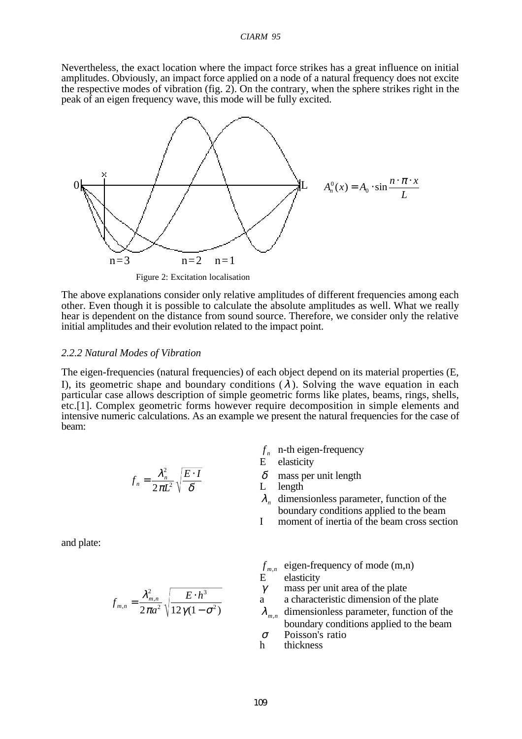Nevertheless, the exact location where the impact force strikes has a great influence on initial amplitudes. Obviously, an impact force applied on a node of a natural frequency does not excite the respective modes of vibration (fig. 2). On the contrary, when the sphere strikes right in the peak of an eigen frequency wave, this mode will be fully excited.

$$A_n^0(x) = A_0 \cdot \sin \frac{n \cdot \pi \cdot x}{L}$$

Figure 2: Excitation localisation

The above explanations consider only relative amplitudes of different frequencies among each other. Even though it is possible to calculate the absolute amplitudes as well. What we really hear is dependent on the distance from sound source. Therefore, we consider only the relative initial amplitudes and their evolution related to the impact point.

### *2.2.2 Natural Modes of Vibration*

The eigen-frequencies (natural frequencies) of each object depend on its material properties (E, I), its geometric shape and boundary conditions ($\lambda$). Solving the wave equation in each particular case allows description of simple geometric forms like plates, beams, rings, shells, etc.[1]. Complex geometric forms however require decomposition in simple elements and intensive numeric calculations. As an example we present the natural frequencies for the case of beam:

$$f_n = \frac{\lambda_n^2}{2\pi L^2} \sqrt{\frac{E \cdot I}{\delta}}$$

- $f_n$ n-th eigen-frequency
- E elasticity
- $\delta$ mass per unit length
- L length
- $\lambda_n$ dimensionless parameter, function of the boundary conditions applied to the beam
- I moment of inertia of the beam cross section

and plate:

$$f_{m,n} = \frac{\lambda_{m,n}^2}{2\pi a^2} \sqrt{\frac{E \cdot h^3}{12\gamma(1-\sigma^2)}}$$

- $f_{m,n}$ eigen-frequency of mode (m,n)
- E elasticity
- $\gamma$ mass per unit area of the plate
- a a characteristic dimension of the plate
- $\lambda_{m,n}$ dimensionless parameter, function of the boundary conditions applied to the beam
- $\sigma$ Poisson's ratio
- h thickness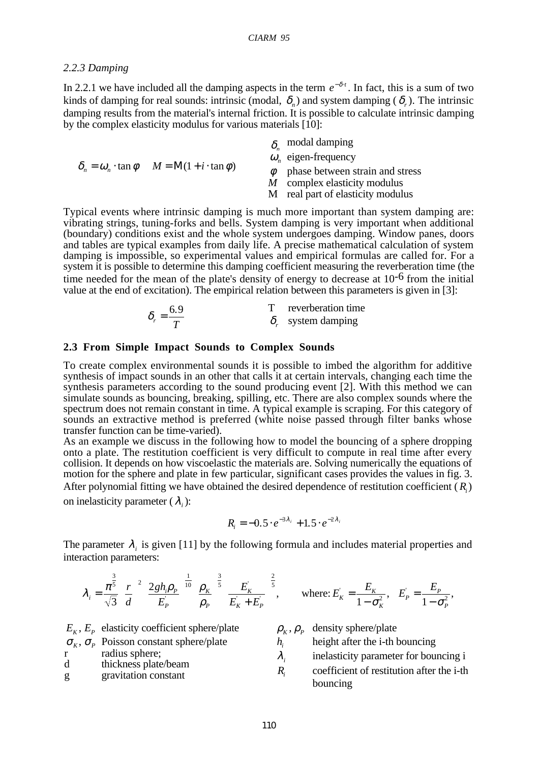### 2.2.3 Damping

In 2.2.1 we have included all the damping aspects in the term $e^{-\delta \cdot t}$. In fact, this is a sum of two kinds of damping for real sounds: intrinsic (modal, $\delta_n$) and system damping ($\delta_r$). The intrinsic damping results from the material's internal friction. It is possible to calculate intrinsic damping by the complex elasticity modulus for various materials [10]:

$$\delta_n = \omega_n \cdot \tan\phi \qquad M = \mathrm{M}(1 + i \cdot \tan\phi)$$

- $\delta_n$ modal damping
- $\omega_n$ eigen-frequency
- $\phi$ phase between strain and stress
- $M$ complex elasticity modulus
- M real part of elasticity modulus

Typical events where intrinsic damping is much more important than system damping are: vibrating strings, tuning-forks and bells. System damping is very important when additional (boundary) conditions exist and the whole system undergoes damping. Window panes, doors and tables are typical examples from daily life. A precise mathematical calculation of system damping is impossible, so experimental values and empirical formulas are called for. For a system it is possible to determine this damping coefficient measuring the reverberation time (the time needed for the mean of the plate's density of energy to decrease at $10^{-6}$ from the initial value at the end of excitation). The empirical relation between this parameters is given in [3]:

$$\delta_r = \frac{6.9}{T}$$

- T reverberation time
- $\delta_r$ system damping

## 2.3 From Simple Impact Sounds to Complex Sounds

To create complex environmental sounds it is possible to imbed the algorithm for additive synthesis of impact sounds in an other that calls it at certain intervals, changing each time the synthesis parameters according to the sound producing event [2]. With this method we can simulate sounds as bouncing, breaking, spilling, etc. There are also complex sounds where the spectrum does not remain constant in time. A typical example is scraping. For this category of sounds an extractive method is preferred (white noise passed through filter banks whose transfer function can be time-varied).

As an example we discuss in the following how to model the bouncing of a sphere dropping onto a plate. The restitution coefficient is very difficult to compute in real time after every collision. It depends on how viscoelastic the materials are. Solving numerically the equations of motion for the sphere and plate in few particular, significant cases provides the values in fig. 3. After polynomial fitting we have obtained the desired dependence of restitution coefficient ($R_i$) on inelasticity parameter ($\lambda_i$):

$$R_i = -0.5 \cdot e^{-3\lambda_i} + 1.5 \cdot e^{-2\lambda_i}$$

The parameter $\lambda_i$ is given [11] by the following formula and includes material properties and interaction parameters:

$$\lambda_i = \frac{\pi^{\frac{3}{5}}}{\sqrt{3}} \left(\frac{r}{d}\right)^2 \left(\frac{2gh_i\rho_P}{E_P'}\right)^{\frac{1}{10}} \left(\frac{\rho_K}{\rho_P}\right)^{\frac{3}{5}} \left(\frac{E_K'}{E_K' + E_P'}\right)^{\frac{2}{5}}, \qquad \text{where: } E_K' = \frac{E_K}{1-\sigma_K^2}, \quad E_P' = \frac{E_P}{1-\sigma_P^2},$$

- $E_K, E_P$ elasticity coefficient sphere/plate
- $\sigma_K, \sigma_P$ Poisson constant sphere/plate
- r radius sphere;
- d thickness plate/beam
- g gravitation constant
- $\rho_K, \rho_P$ density sphere/plate
- $h_i$ height after the i-th bouncing
- $\lambda_i$ inelasticity parameter for bouncing i
- $R_i$ coefficient of restitution after the i-th bouncing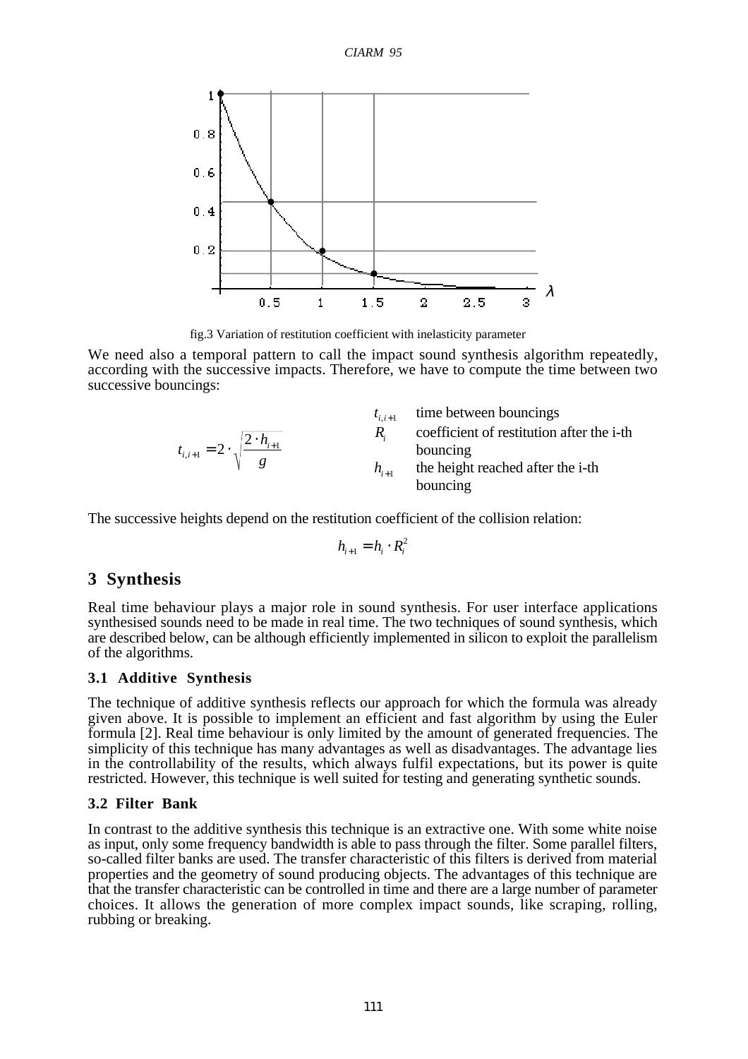fig.3 Variation of restitution coefficient with inelasticity parameter

We need also a temporal pattern to call the impact sound synthesis algorithm repeatedly, according with the successive impacts. Therefore, we have to compute the time between two successive bouncings:

$$t_{i,i+1} = 2 \cdot \sqrt{\frac{2 \cdot h_{i+1}}{g}}$$

| | |
|---|---|
| $t_{i,i+1}$ | time between bouncings |
| $R_i$ | coefficient of restitution after the i-th bouncing |
| $h_{i+1}$ | the height reached after the i-th bouncing |

The successive heights depend on the restitution coefficient of the collision relation:

$$h_{i+1} = h_i \cdot R_i^2$$

## 3 Synthesis

Real time behaviour plays a major role in sound synthesis. For user interface applications synthesised sounds need to be made in real time. The two techniques of sound synthesis, which are described below, can be although efficiently implemented in silicon to exploit the parallelism of the algorithms.

### 3.1 Additive Synthesis

The technique of additive synthesis reflects our approach for which the formula was already given above. It is possible to implement an efficient and fast algorithm by using the Euler formula [2]. Real time behaviour is only limited by the amount of generated frequencies. The simplicity of this technique has many advantages as well as disadvantages. The advantage lies in the controllability of the results, which always fulfil expectations, but its power is quite restricted. However, this technique is well suited for testing and generating synthetic sounds.

### 3.2 Filter Bank

In contrast to the additive synthesis this technique is an extractive one. With some white noise as input, only some frequency bandwidth is able to pass through the filter. Some parallel filters, so-called filter banks are used. The transfer characteristic of this filters is derived from material properties and the geometry of sound producing objects. The advantages of this technique are that the transfer characteristic can be controlled in time and there are a large number of parameter choices. It allows the generation of more complex impact sounds, like scraping, rolling, rubbing or breaking.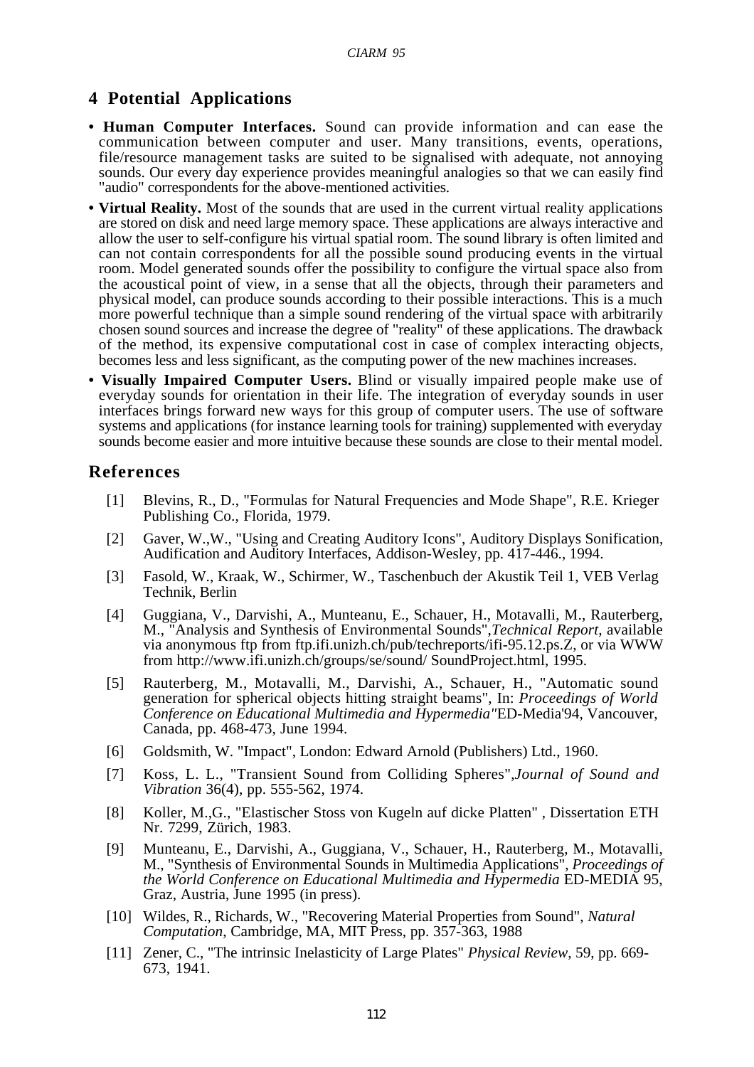## 4 Potential Applications

- **Human Computer Interfaces.** Sound can provide information and can ease the communication between computer and user. Many transitions, events, operations, file/resource management tasks are suited to be signalised with adequate, not annoying sounds. Our every day experience provides meaningful analogies so that we can easily find "audio" correspondents for the above-mentioned activities.
- **Virtual Reality.** Most of the sounds that are used in the current virtual reality applications are stored on disk and need large memory space. These applications are always interactive and allow the user to self-configure his virtual spatial room. The sound library is often limited and can not contain correspondents for all the possible sound producing events in the virtual room. Model generated sounds offer the possibility to configure the virtual space also from the acoustical point of view, in a sense that all the objects, through their parameters and physical model, can produce sounds according to their possible interactions. This is a much more powerful technique than a simple sound rendering of the virtual space with arbitrarily chosen sound sources and increase the degree of "reality" of these applications. The drawback of the method, its expensive computational cost in case of complex interacting objects, becomes less and less significant, as the computing power of the new machines increases.
- **Visually Impaired Computer Users.** Blind or visually impaired people make use of everyday sounds for orientation in their life. The integration of everyday sounds in user interfaces brings forward new ways for this group of computer users. The use of software systems and applications (for instance learning tools for training) supplemented with everyday sounds become easier and more intuitive because these sounds are close to their mental model.

## References

[1] Blevins, R., D., "Formulas for Natural Frequencies and Mode Shape", R.E. Krieger Publishing Co., Florida, 1979.

[2] Gaver, W.,W., "Using and Creating Auditory Icons", Auditory Displays Sonification, Audification and Auditory Interfaces, Addison-Wesley, pp. 417-446., 1994.

[3] Fasold, W., Kraak, W., Schirmer, W., Taschenbuch der Akustik Teil 1, VEB Verlag Technik, Berlin

[4] Guggiana, V., Darvishi, A., Munteanu, E., Schauer, H., Motavalli, M., Rauterberg, M., "Analysis and Synthesis of Environmental Sounds",*Technical Report,* available via anonymous ftp from ftp.ifi.unizh.ch/pub/techreports/ifi-95.12.ps.Z, or via WWW from http://www.ifi.unizh.ch/groups/se/sound/ SoundProject.html, 1995.

[5] Rauterberg, M., Motavalli, M., Darvishi, A., Schauer, H., "Automatic sound generation for spherical objects hitting straight beams", In: *Proceedings of World Conference on Educational Multimedia and Hypermedia"*ED-Media'94, Vancouver, Canada, pp. 468-473, June 1994.

[6] Goldsmith, W. "Impact", London: Edward Arnold (Publishers) Ltd., 1960.

[7] Koss, L. L., "Transient Sound from Colliding Spheres",*Journal of Sound and Vibration* 36(4), pp. 555-562, 1974.

[8] Koller, M.,G., "Elastischer Stoss von Kugeln auf dicke Platten" , Dissertation ETH Nr. 7299, Zürich, 1983.

[9] Munteanu, E., Darvishi, A., Guggiana, V., Schauer, H., Rauterberg, M., Motavalli, M., "Synthesis of Environmental Sounds in Multimedia Applications", *Proceedings of the World Conference on Educational Multimedia and Hypermedia* ED-MEDIA 95, Graz, Austria, June 1995 (in press).

[10] Wildes, R., Richards, W., "Recovering Material Properties from Sound", *Natural Computation*, Cambridge, MA, MIT Press, pp. 357-363, 1988

[11] Zener, C., "The intrinsic Inelasticity of Large Plates" *Physical Review*, 59, pp. 669-673, 1941.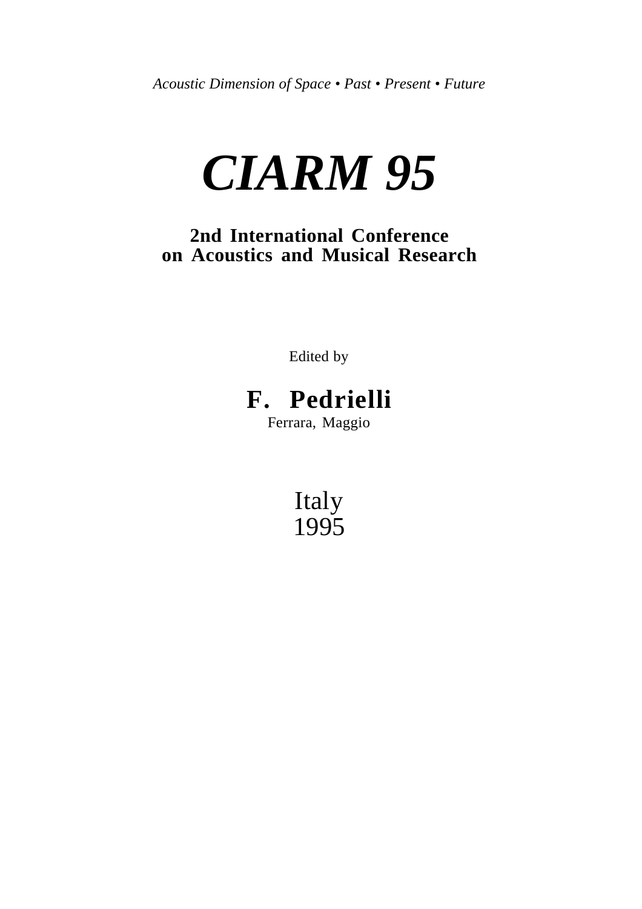*Acoustic Dimension of Space • Past • Present • Future*

# *CIARM 95*

**2nd International Conference**
**on Acoustics and Musical Research**

Edited by

**F. Pedrielli**

Ferrara, Maggio

Italy
1995